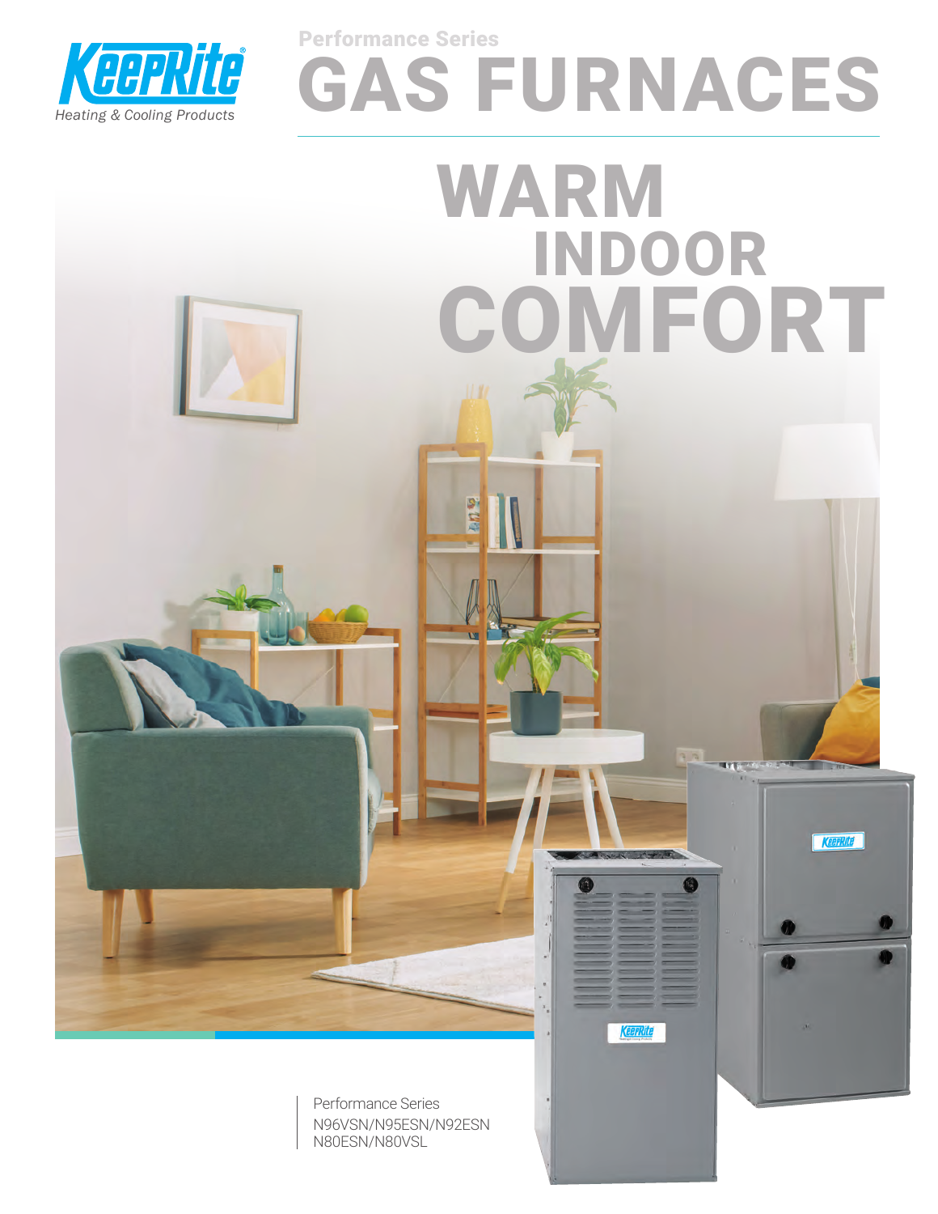KeepRite
*Heating & Cooling Products*

Performance Series

# GAS FURNACES

# WARM INDOOR COMFORT

Performance Series
N96VSN/N95ESN/N92ESN
N80ESN/N80VSL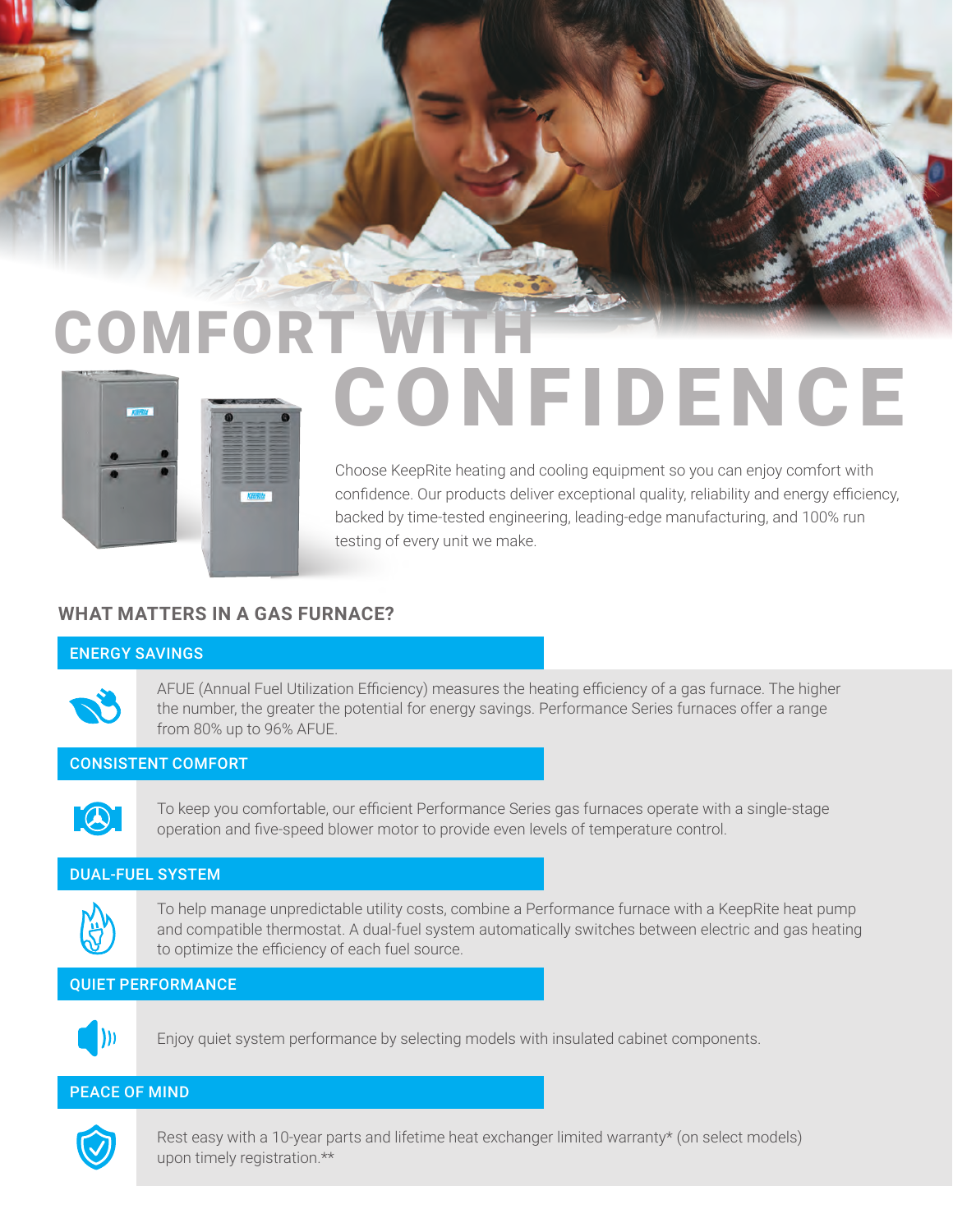# COMFORT WITH CONFIDENCE

Choose KeepRite heating and cooling equipment so you can enjoy comfort with confidence. Our products deliver exceptional quality, reliability and energy efficiency, backed by time-tested engineering, leading-edge manufacturing, and 100% run testing of every unit we make.

## WHAT MATTERS IN A GAS FURNACE?

### ENERGY SAVINGS

AFUE (Annual Fuel Utilization Efficiency) measures the heating efficiency of a gas furnace. The higher the number, the greater the potential for energy savings. Performance Series furnaces offer a range from 80% up to 96% AFUE.

### CONSISTENT COMFORT

To keep you comfortable, our efficient Performance Series gas furnaces operate with a single-stage operation and five-speed blower motor to provide even levels of temperature control.

### DUAL-FUEL SYSTEM

To help manage unpredictable utility costs, combine a Performance furnace with a KeepRite heat pump and compatible thermostat. A dual-fuel system automatically switches between electric and gas heating to optimize the efficiency of each fuel source.

### QUIET PERFORMANCE

Enjoy quiet system performance by selecting models with insulated cabinet components.

### PEACE OF MIND

Rest easy with a 10-year parts and lifetime heat exchanger limited warranty* (on select models) upon timely registration.**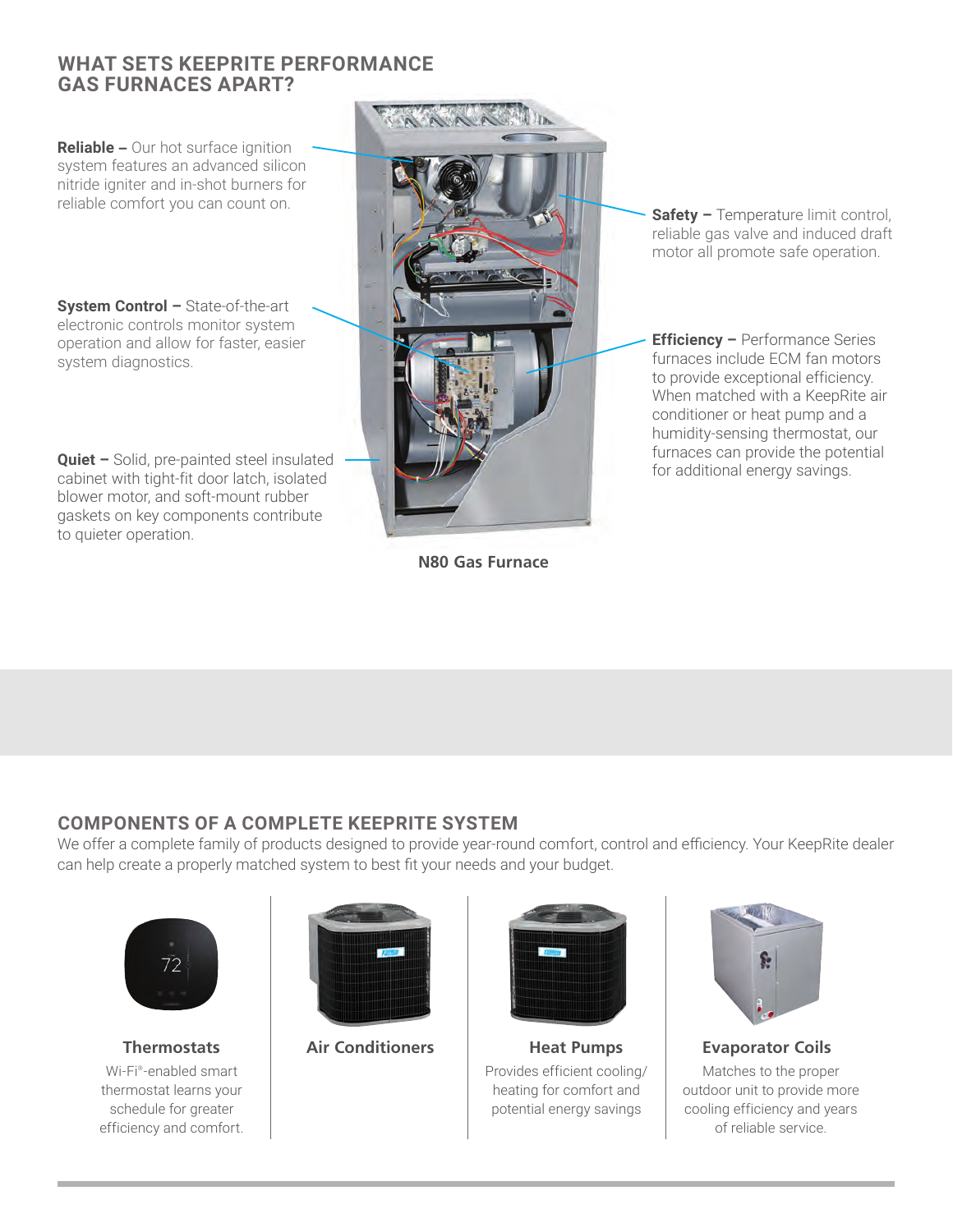## WHAT SETS KEEPRITE PERFORMANCE GAS FURNACES APART?

**Reliable –** Our hot surface ignition system features an advanced silicon nitride igniter and in-shot burners for reliable comfort you can count on.

**System Control –** State-of-the-art electronic controls monitor system operation and allow for faster, easier system diagnostics.

**Quiet –** Solid, pre-painted steel insulated cabinet with tight-fit door latch, isolated blower motor, and soft-mount rubber gaskets on key components contribute to quieter operation.

**Safety –** Temperature limit control, reliable gas valve and induced draft motor all promote safe operation.

**Efficiency –** Performance Series furnaces include ECM fan motors to provide exceptional efficiency. When matched with a KeepRite air conditioner or heat pump and a humidity-sensing thermostat, our furnaces can provide the potential for additional energy savings.

**N80 Gas Furnace**

## COMPONENTS OF A COMPLETE KEEPRITE SYSTEM

We offer a complete family of products designed to provide year-round comfort, control and efficiency. Your KeepRite dealer can help create a properly matched system to best fit your needs and your budget.

**Thermostats**

Wi-Fi®-enabled smart thermostat learns your schedule for greater efficiency and comfort.

**Air Conditioners**

**Heat Pumps**

Provides efficient cooling/heating for comfort and potential energy savings

**Evaporator Coils**

Matches to the proper outdoor unit to provide more cooling efficiency and years of reliable service.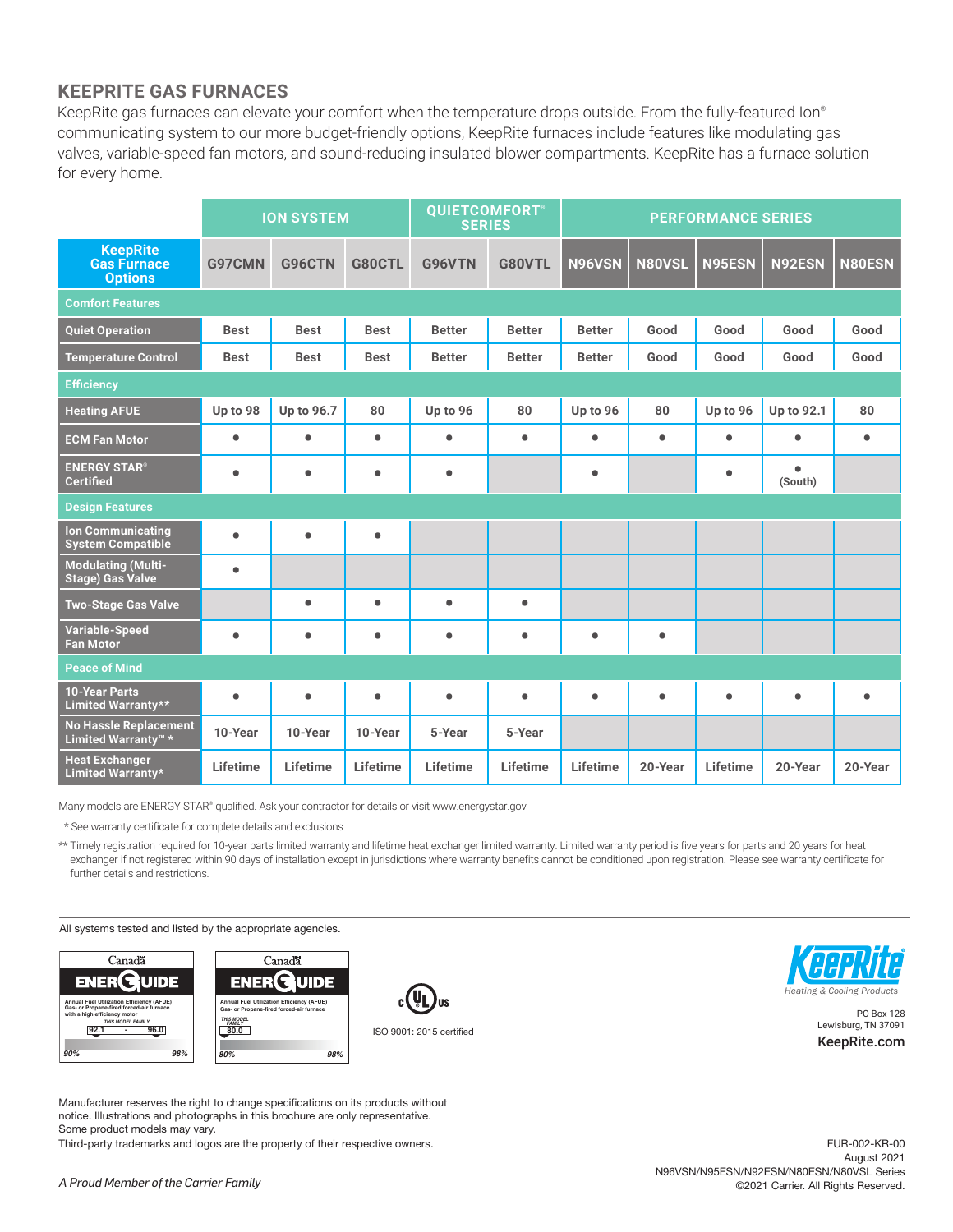## KEEPRITE GAS FURNACES

KeepRite gas furnaces can elevate your comfort when the temperature drops outside. From the fully-featured Ion® communicating system to our more budget-friendly options, KeepRite furnaces include features like modulating gas valves, variable-speed fan motors, and sound-reducing insulated blower compartments. KeepRite has a furnace solution for every home.

| | ION SYSTEM | | | QUIETCOMFORT® SERIES | | PERFORMANCE SERIES | | | | |
|---|---|---|---|---|---|---|---|---|---|---|
| **KeepRite Gas Furnace Options** | **G97CMN** | **G96CTN** | **G80CTL** | **G96VTN** | **G80VTL** | **N96VSN** | **N80VSL** | **N95ESN** | **N92ESN** | **N80ESN** |
| **Comfort Features** | | | | | | | | | | |
| Quiet Operation | Best | Best | Best | Better | Better | Better | Good | Good | Good | Good |
| Temperature Control | Best | Best | Best | Better | Better | Better | Good | Good | Good | Good |
| **Efficiency** | | | | | | | | | | |
| Heating AFUE | Up to 98 | Up to 96.7 | 80 | Up to 96 | 80 | Up to 96 | 80 | Up to 96 | Up to 92.1 | 80 |
| ECM Fan Motor | • | • | • | • | • | • | • | • | • | • |
| ENERGY STAR® Certified | • | • | • | • | | • | | • | • (South) | |
| **Design Features** | | | | | | | | | | |
| Ion Communicating System Compatible | • | • | • | | | | | | | |
| Modulating (Multi-Stage) Gas Valve | • | | | | | | | | | |
| Two-Stage Gas Valve | | • | • | • | • | | | | | |
| Variable-Speed Fan Motor | • | • | • | • | • | • | • | | | |
| **Peace of Mind** | | | | | | | | | | |
| 10-Year Parts Limited Warranty** | • | • | • | • | • | • | • | • | • | • |
| No Hassle Replacement Limited Warranty™ * | 10-Year | 10-Year | 10-Year | 5-Year | 5-Year | | | | | |
| Heat Exchanger Limited Warranty* | Lifetime | Lifetime | Lifetime | Lifetime | Lifetime | Lifetime | 20-Year | Lifetime | 20-Year | 20-Year |

Many models are ENERGY STAR® qualified. Ask your contractor for details or visit www.energystar.gov

* See warranty certificate for complete details and exclusions.

** Timely registration required for 10-year parts limited warranty and lifetime heat exchanger limited warranty. Limited warranty period is five years for parts and 20 years for heat exchanger if not registered within 90 days of installation except in jurisdictions where warranty benefits cannot be conditioned upon registration. Please see warranty certificate for further details and restrictions.

All systems tested and listed by the appropriate agencies.

Canada ENERGUIDE — Annual Fuel Utilization Efficiency (AFUE) Gas- or Propane-fired forced-air furnace with a high efficiency motor — THIS MODEL FAMILY 92.1 - 96.0 — 90% 98%

Canada ENERGUIDE — Annual Fuel Utilization Efficiency (AFUE) Gas- or Propane-fired forced-air furnace — THIS MODEL FAMILY 80.0 — 80% 98%

ISO 9001: 2015 certified

KeepRite Heating & Cooling Products

PO Box 128
Lewisburg, TN 37091
KeepRite.com

Manufacturer reserves the right to change specifications on its products without notice. Illustrations and photographs in this brochure are only representative. Some product models may vary.
Third-party trademarks and logos are the property of their respective owners.

*A Proud Member of the Carrier Family*

FUR-002-KR-00
August 2021
N96VSN/N95ESN/N92ESN/N80ESN/N80VSL Series
©2021 Carrier. All Rights Reserved.